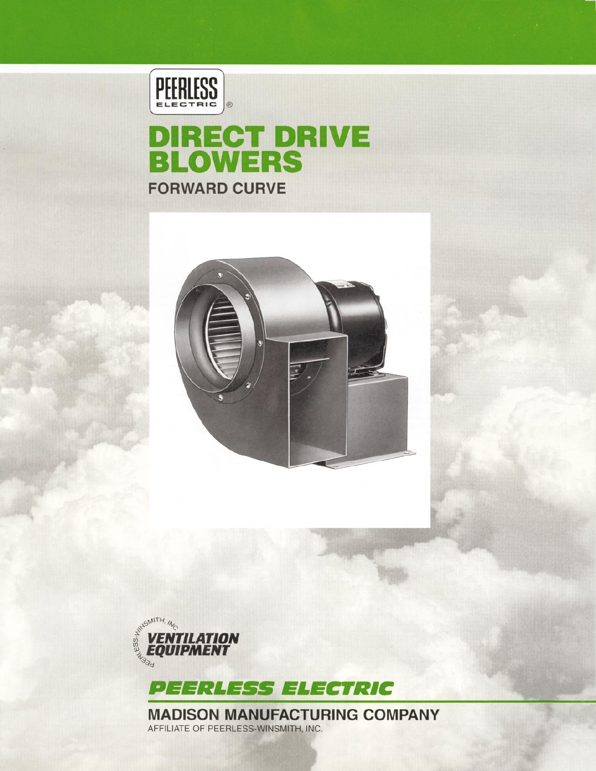PEERLESS ELECTRIC®

# DIRECT DRIVE BLOWERS

## FORWARD CURVE

PEERLESS-WINSMITH, INC. VENTILATION EQUIPMENT

**PEERLESS ELECTRIC**

## MADISON MANUFACTURING COMPANY

AFFILIATE OF PEERLESS-WINSMITH, INC.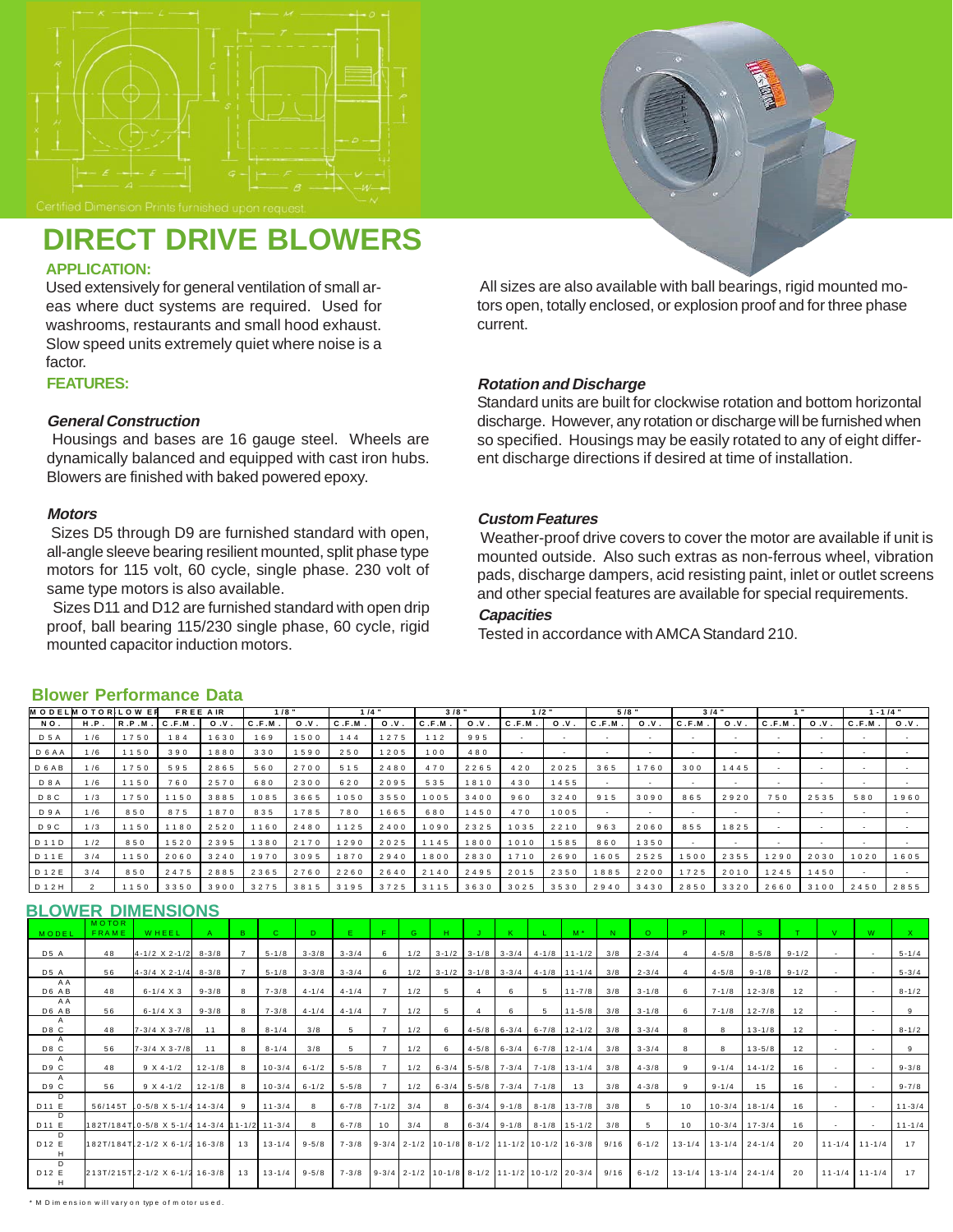Certified Dimension Prints furnished upon request.

# DIRECT DRIVE BLOWERS

## APPLICATION:

Used extensively for general ventilation of small areas where duct systems are required. Used for washrooms, restaurants and small hood exhaust. Slow speed units extremely quiet where noise is a factor.

## FEATURES:

### *General Construction*

Housings and bases are 16 gauge steel. Wheels are dynamically balanced and equipped with cast iron hubs. Blowers are finished with baked powered epoxy.

### *Motors*

Sizes D5 through D9 are furnished standard with open, all-angle sleeve bearing resilient mounted, split phase type motors for 115 volt, 60 cycle, single phase. 230 volt of same type motors is also available.

Sizes D11 and D12 are furnished standard with open drip proof, ball bearing 115/230 single phase, 60 cycle, rigid mounted capacitor induction motors.

All sizes are also available with ball bearings, rigid mounted motors open, totally enclosed, or explosion proof and for three phase current.

### *Rotation and Discharge*

Standard units are built for clockwise rotation and bottom horizontal discharge. However, any rotation or discharge will be furnished when so specified. Housings may be easily rotated to any of eight different discharge directions if desired at time of installation.

### *Custom Features*

Weather-proof drive covers to cover the motor are available if unit is mounted outside. Also such extras as non-ferrous wheel, vibration pads, discharge dampers, acid resisting paint, inlet or outlet screens and other special features are available for special requirements.

### *Capacities*

Tested in accordance with AMCA Standard 210.

## Blower Performance Data

| MODEL | MOTOR | LOW ER | FREE AIR | | 1/8" | | 1/4" | | 3/8" | | 1/2" | | 5/8" | | 3/4" | | 1" | | 1-1/4" | |
|---|---|---|---|---|---|---|---|---|---|---|---|---|---|---|---|---|---|---|---|---|
| NO. | H.P. | R.P.M. | C.F.M. | O.V. | C.F.M. | O.V. | C.F.M. | O.V. | C.F.M. | O.V. | C.F.M. | O.V. | C.F.M. | O.V. | C.F.M. | O.V. | C.F.M. | O.V. | C.F.M. | O.V. |
| D5A | 1/6 | 1750 | 184 | 1630 | 169 | 1500 | 144 | 1275 | 112 | 995 | - | - | - | - | - | - | - | - | - | - |
| D6AA | 1/6 | 1150 | 390 | 1880 | 330 | 1590 | 250 | 1205 | 100 | 480 | - | - | - | - | - | - | - | - | - | - |
| D6AB | 1/6 | 1750 | 595 | 2865 | 560 | 2700 | 515 | 2480 | 470 | 2265 | 420 | 2025 | 365 | 1760 | 300 | 1445 | - | - | - | - |
| D8A | 1/6 | 1150 | 760 | 2570 | 680 | 2300 | 620 | 2095 | 535 | 1810 | 430 | 1455 | - | - | - | - | - | - | - | - |
| D8C | 1/3 | 1750 | 1150 | 3885 | 1085 | 3665 | 1050 | 3550 | 1005 | 3400 | 960 | 3240 | 915 | 3090 | 865 | 2920 | 750 | 2535 | 580 | 1960 |
| D9A | 1/6 | 850 | 875 | 1870 | 835 | 1785 | 780 | 1665 | 680 | 1450 | 470 | 1005 | - | - | - | - | - | - | - | - |
| D9C | 1/3 | 1150 | 1180 | 2520 | 1160 | 2480 | 1125 | 2400 | 1090 | 2325 | 1035 | 2210 | 963 | 2060 | 855 | 1825 | - | - | - | - |
| D11D | 1/2 | 850 | 1520 | 2395 | 1380 | 2170 | 1290 | 2025 | 1145 | 1800 | 1010 | 1585 | 860 | 1350 | - | - | - | - | - | - |
| D11E | 3/4 | 1150 | 2060 | 3240 | 1970 | 3095 | 1870 | 2940 | 1800 | 2830 | 1710 | 2690 | 1605 | 2525 | 1500 | 2355 | 1290 | 2030 | 1020 | 1605 |
| D12E | 3/4 | 850 | 2475 | 2885 | 2365 | 2760 | 2260 | 2640 | 2140 | 2495 | 2015 | 2350 | 1885 | 2200 | 1725 | 2010 | 1245 | 1450 | - | - |
| D12H | 2 | 1150 | 3350 | 3900 | 3275 | 3815 | 3195 | 3725 | 3115 | 3630 | 3025 | 3530 | 2940 | 3430 | 2850 | 3320 | 2660 | 3100 | 2450 | 2855 |

## BLOWER DIMENSIONS

| MODEL | MOTOR FRAME | WHEEL | A | B | C | D | E | F | G | H | J | K | L | M* | N | O | P | R | S | T | V | W | X |
|---|---|---|---|---|---|---|---|---|---|---|---|---|---|---|---|---|---|---|---|---|---|---|---|
| D5A | 48 | 4-1/2 X 2-1/2 | 8-3/8 | 7 | 5-1/8 | 3-3/8 | 3-3/4 | 6 | 1/2 | 3-1/2 | 3-1/8 | 3-3/4 | 4-1/8 | 11-1/2 | 3/8 | 2-3/4 | 4 | 4-5/8 | 8-5/8 | 9-1/2 | - | - | 5-1/4 |
| D5A | 56 | 4-3/4 X 2-1/4 | 8-3/8 | 7 | 5-1/8 | 3-3/8 | 3-3/4 | 6 | 1/2 | 3-1/2 | 3-1/8 | 3-3/4 | 4-1/8 | 11-1/4 | 3/8 | 2-3/4 | 4 | 4-5/8 | 9-1/8 | 9-1/2 | - | - | 5-3/4 |
| D6AA AB | 48 | 6-1/4 X 3 | 9-3/8 | 8 | 7-3/8 | 4-1/4 | 4-1/4 | 7 | 1/2 | 5 | 4 | 6 | 5 | 11-7/8 | 3/8 | 3-1/8 | 6 | 7-1/8 | 12-3/8 | 12 | - | - | 8-1/2 |
| D6AA AB | 56 | 6-1/4 X 3 | 9-3/8 | 8 | 7-3/8 | 4-1/4 | 4-1/4 | 7 | 1/2 | 5 | 4 | 6 | 5 | 11-5/8 | 3/8 | 3-1/8 | 6 | 7-1/8 | 12-7/8 | 12 | - | - | 9 |
| D8A C | 48 | 7-3/4 X 3-7/8 | 11 | 8 | 8-1/4 | 3/8 | 5 | 7 | 1/2 | 6 | 4-5/8 | 6-3/4 | 6-7/8 | 12-1/2 | 3/8 | 3-3/4 | 8 | 8 | 13-1/8 | 12 | - | - | 8-1/2 |
| D8A C | 56 | 7-3/4 X 3-7/8 | 11 | 8 | 8-1/4 | 3/8 | 5 | 7 | 1/2 | 6 | 4-5/8 | 6-3/4 | 6-7/8 | 12-1/4 | 3/8 | 3-3/4 | 8 | 8 | 13-5/8 | 12 | - | - | 9 |
| D9A C | 48 | 9 X 4-1/2 | 12-1/8 | 8 | 10-3/4 | 6-1/2 | 5-5/8 | 7 | 1/2 | 6-3/4 | 5-5/8 | 7-3/4 | 7-1/8 | 13-1/4 | 3/8 | 4-3/8 | 9 | 9-1/4 | 14-1/2 | 16 | - | - | 9-3/8 |
| D9A C | 56 | 9 X 4-1/2 | 12-1/8 | 8 | 10-3/4 | 6-1/2 | 5-5/8 | 7 | 1/2 | 6-3/4 | 5-5/8 | 7-3/4 | 7-1/8 | 13 | 3/8 | 4-3/8 | 9 | 9-1/4 | 15 | 16 | - | - | 9-7/8 |
| D11D E | 56/145T | 10-5/8 X 5-1/4 | 14-3/4 | 9 | 11-3/4 | 8 | 6-7/8 | 7-1/2 | 3/4 | 8 | 6-3/4 | 9-1/8 | 8-1/8 | 13-7/8 | 3/8 | 5 | 10 | 10-3/4 | 18-1/4 | 16 | - | - | 11-3/4 |
| D11D E | 182T/184T | 10-5/8 X 5-1/4 | 14-3/4 | 11-1/2 | 11-3/4 | 8 | 6-7/8 | 10 | 3/4 | 8 | 6-3/4 | 9-1/8 | 8-1/8 | 15-1/2 | 3/8 | 5 | 10 | 10-3/4 | 17-3/4 | 16 | - | - | 11-1/4 |
| D12D E H | 182T/184T | 12-1/2 X 6-1/2 | 16-3/8 | 13 | 13-1/4 | 9-5/8 | 7-3/8 | 9-3/4 | 2-1/2 | 10-1/8 | 8-1/2 | 11-1/2 | 10-1/2 | 16-3/8 | 9/16 | 6-1/2 | 13-1/4 | 13-1/4 | 24-1/4 | 20 | 11-1/4 | 11-1/4 | 17 |
| D12D E H | 213T/215T | 12-1/2 X 6-1/2 | 16-3/8 | 13 | 13-1/4 | 9-5/8 | 7-3/8 | 9-3/4 | 2-1/2 | 10-1/8 | 8-1/2 | 11-1/2 | 10-1/2 | 20-3/4 | 9/16 | 6-1/2 | 13-1/4 | 13-1/4 | 24-1/4 | 20 | 11-1/4 | 11-1/4 | 17 |

\* M Dimension will vary on type of motor used.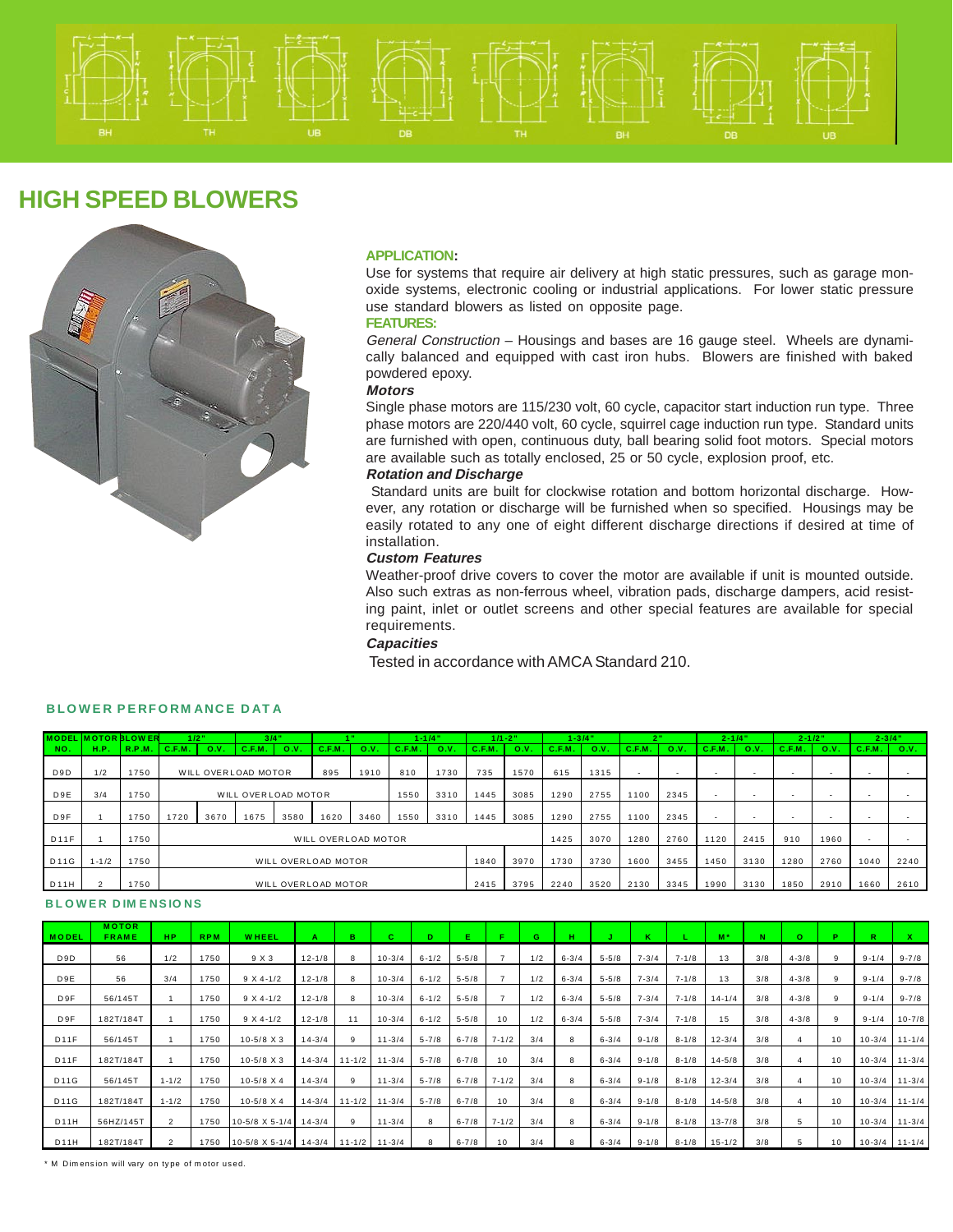BH TH UB DB TH BH DB UB

# HIGH SPEED BLOWERS

### APPLICATION:

Use for systems that require air delivery at high static pressures, such as garage mon-oxide systems, electronic cooling or industrial applications. For lower static pressure use standard blowers as listed on opposite page.

### FEATURES:

*General Construction* – Housings and bases are 16 gauge steel. Wheels are dynamically balanced and equipped with cast iron hubs. Blowers are finished with baked powdered epoxy.

***Motors***

Single phase motors are 115/230 volt, 60 cycle, capacitor start induction run type. Three phase motors are 220/440 volt, 60 cycle, squirrel cage induction run type. Standard units are furnished with open, continuous duty, ball bearing solid foot motors. Special motors are available such as totally enclosed, 25 or 50 cycle, explosion proof, etc.

***Rotation and Discharge***

Standard units are built for clockwise rotation and bottom horizontal discharge. However, any rotation or discharge will be furnished when so specified. Housings may be easily rotated to any one of eight different discharge directions if desired at time of installation.

***Custom Features***

Weather-proof drive covers to cover the motor are available if unit is mounted outside. Also such extras as non-ferrous wheel, vibration pads, discharge dampers, acid resisting paint, inlet or outlet screens and other special features are available for special requirements.

***Capacities***

Tested in accordance with AMCA Standard 210.

## BLOWER PERFORMANCE DATA

| MODEL | MOTOR | BLOWER | 1/2" | | 3/4" | | 1" | | 1-1/4" | | 1/1-2" | | 1-3/4" | | 2" | | 2-1/4" | | 2-1/2" | | 2-3/4" | |
|---|---|---|---|---|---|---|---|---|---|---|---|---|---|---|---|---|---|---|---|---|---|---|
| NO. | H.P. | R.P.M. | C.F.M. | O.V. | C.F.M. | O.V. | C.F.M. | O.V. | C.F.M. | O.V. | C.F.M. | O.V. | C.F.M. | O.V. | C.F.M. | O.V. | C.F.M. | O.V. | C.F.M. | O.V. | C.F.M. | O.V. |
| D9D | 1/2 | 1750 | WILL OVERLOAD MOTOR | | | | 895 | 1910 | 810 | 1730 | 735 | 1570 | 615 | 1315 | - | - | - | - | - | - | - | - |
| D9E | 3/4 | 1750 | WILL OVERLOAD MOTOR | | | | | | 1550 | 3310 | 1445 | 3085 | 1290 | 2755 | 1100 | 2345 | - | - | - | - | - | - |
| D9F | 1 | 1750 | 1720 | 3670 | 1675 | 3580 | 1620 | 3460 | 1550 | 3310 | 1445 | 3085 | 1290 | 2755 | 1100 | 2345 | - | - | - | - | - | - |
| D11F | 1 | 1750 | WILL OVERLOAD MOTOR | | | | | | | | | | 1425 | 3070 | 1280 | 2760 | 1120 | 2415 | 910 | 1960 | - | - |
| D11G | 1-1/2 | 1750 | WILL OVERLOAD MOTOR | | | | | | | | 1840 | 3970 | 1730 | 3730 | 1600 | 3455 | 1450 | 3130 | 1280 | 2760 | 1040 | 2240 |
| D11H | 2 | 1750 | WILL OVERLOAD MOTOR | | | | | | | | 2415 | 3795 | 2240 | 3520 | 2130 | 3345 | 1990 | 3130 | 1850 | 2910 | 1660 | 2610 |

## BLOWER DIMENSIONS

| MODEL | MOTOR FRAME | HP | RPM | WHEEL | A | B | C | D | E | F | G | H | J | K | L | M* | N | O | P | R | X |
|---|---|---|---|---|---|---|---|---|---|---|---|---|---|---|---|---|---|---|---|---|---|
| D9D | 56 | 1/2 | 1750 | 9 X 3 | 12-1/8 | 8 | 10-3/4 | 6-1/2 | 5-5/8 | 7 | 1/2 | 6-3/4 | 5-5/8 | 7-3/4 | 7-1/8 | 13 | 3/8 | 4-3/8 | 9 | 9-1/4 | 9-7/8 |
| D9E | 56 | 3/4 | 1750 | 9 X 4-1/2 | 12-1/8 | 8 | 10-3/4 | 6-1/2 | 5-5/8 | 7 | 1/2 | 6-3/4 | 5-5/8 | 7-3/4 | 7-1/8 | 13 | 3/8 | 4-3/8 | 9 | 9-1/4 | 9-7/8 |
| D9F | 56/145T | 1 | 1750 | 9 X 4-1/2 | 12-1/8 | 8 | 10-3/4 | 6-1/2 | 5-5/8 | 7 | 1/2 | 6-3/4 | 5-5/8 | 7-3/4 | 7-1/8 | 14-1/4 | 3/8 | 4-3/8 | 9 | 9-1/4 | 9-7/8 |
| D9F | 182T/184T | 1 | 1750 | 9 X 4-1/2 | 12-1/8 | 11 | 10-3/4 | 6-1/2 | 5-5/8 | 10 | 1/2 | 6-3/4 | 5-5/8 | 7-3/4 | 7-1/8 | 15 | 3/8 | 4-3/8 | 9 | 9-1/4 | 10-7/8 |
| D11F | 56/145T | 1 | 1750 | 10-5/8 X 3 | 14-3/4 | 9 | 11-3/4 | 5-7/8 | 6-7/8 | 7-1/2 | 3/4 | 8 | 6-3/4 | 9-1/8 | 8-1/8 | 12-3/4 | 3/8 | 4 | 10 | 10-3/4 | 11-1/4 |
| D11F | 182T/184T | 1 | 1750 | 10-5/8 X 3 | 14-3/4 | 11-1/2 | 11-3/4 | 5-7/8 | 6-7/8 | 10 | 3/4 | 8 | 6-3/4 | 9-1/8 | 8-1/8 | 14-5/8 | 3/8 | 4 | 10 | 10-3/4 | 11-3/4 |
| D11G | 56/145T | 1-1/2 | 1750 | 10-5/8 X 4 | 14-3/4 | 9 | 11-3/4 | 5-7/8 | 6-7/8 | 7-1/2 | 3/4 | 8 | 6-3/4 | 9-1/8 | 8-1/8 | 12-3/4 | 3/8 | 4 | 10 | 10-3/4 | 11-3/4 |
| D11G | 182T/184T | 1-1/2 | 1750 | 10-5/8 X 4 | 14-3/4 | 11-1/2 | 11-3/4 | 5-7/8 | 6-7/8 | 10 | 3/4 | 8 | 6-3/4 | 9-1/8 | 8-1/8 | 14-5/8 | 3/8 | 4 | 10 | 10-3/4 | 11-1/4 |
| D11H | 56HZ/145T | 2 | 1750 | 10-5/8 X 5-1/4 | 14-3/4 | 9 | 11-3/4 | 8 | 6-7/8 | 7-1/2 | 3/4 | 8 | 6-3/4 | 9-1/8 | 8-1/8 | 13-7/8 | 3/8 | 5 | 10 | 10-3/4 | 11-3/4 |
| D11H | 182T/184T | 2 | 1750 | 10-5/8 X 5-1/4 | 14-3/4 | 11-1/2 | 11-3/4 | 8 | 6-7/8 | 10 | 3/4 | 8 | 6-3/4 | 9-1/8 | 8-1/8 | 15-1/2 | 3/8 | 5 | 10 | 10-3/4 | 11-1/4 |

* M Dimension will vary on type of motor used.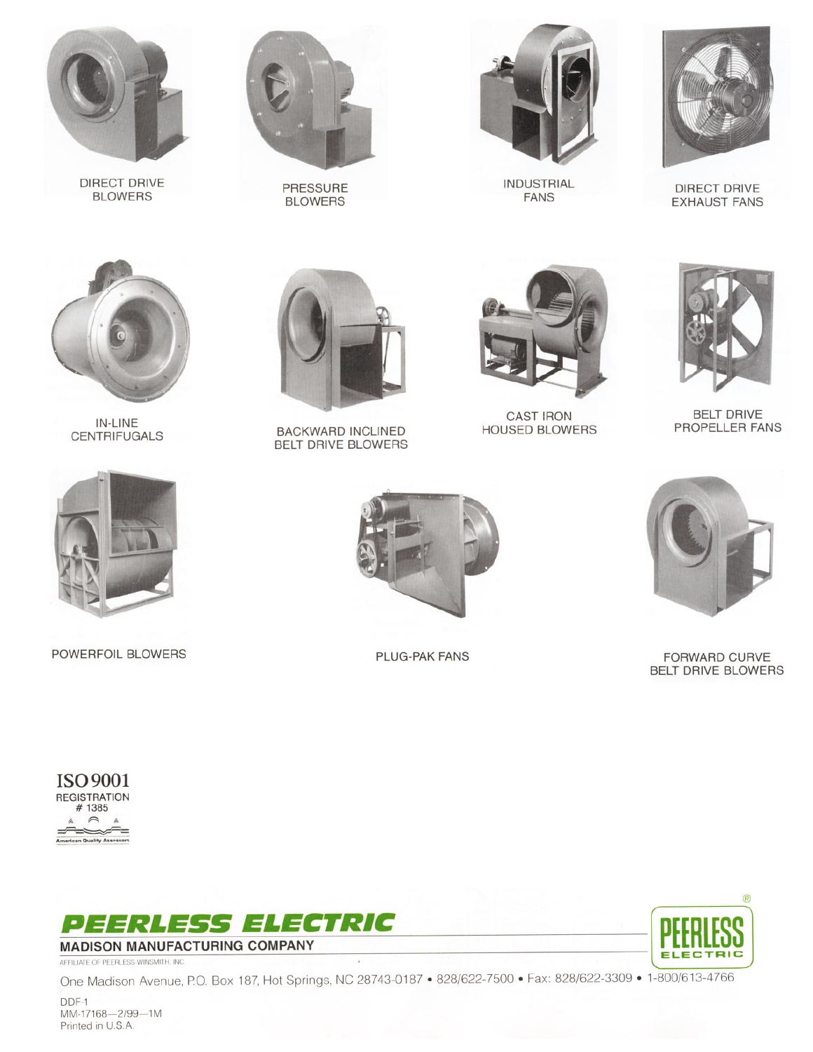DIRECT DRIVE BLOWERS

PRESSURE BLOWERS

INDUSTRIAL FANS

DIRECT DRIVE EXHAUST FANS

IN-LINE CENTRIFUGALS

BACKWARD INCLINED BELT DRIVE BLOWERS

CAST IRON HOUSED BLOWERS

BELT DRIVE PROPELLER FANS

POWERFOIL BLOWERS

PLUG-PAK FANS

FORWARD CURVE BELT DRIVE BLOWERS

**ISO 9001**
REGISTRATION
# 1385
American Quality Assessors

# PEERLESS ELECTRIC

**MADISON MANUFACTURING COMPANY**

AFFILIATE OF PEERLESS-WINSMITH, INC.

PEERLESS® ELECTRIC

One Madison Avenue, P.O. Box 187, Hot Springs, NC 28743-0187 • 828/622-7500 • Fax: 828/622-3309 • 1-800/613-4766

DDF-1
MM-17168—2/99—1M
Printed in U.S.A.